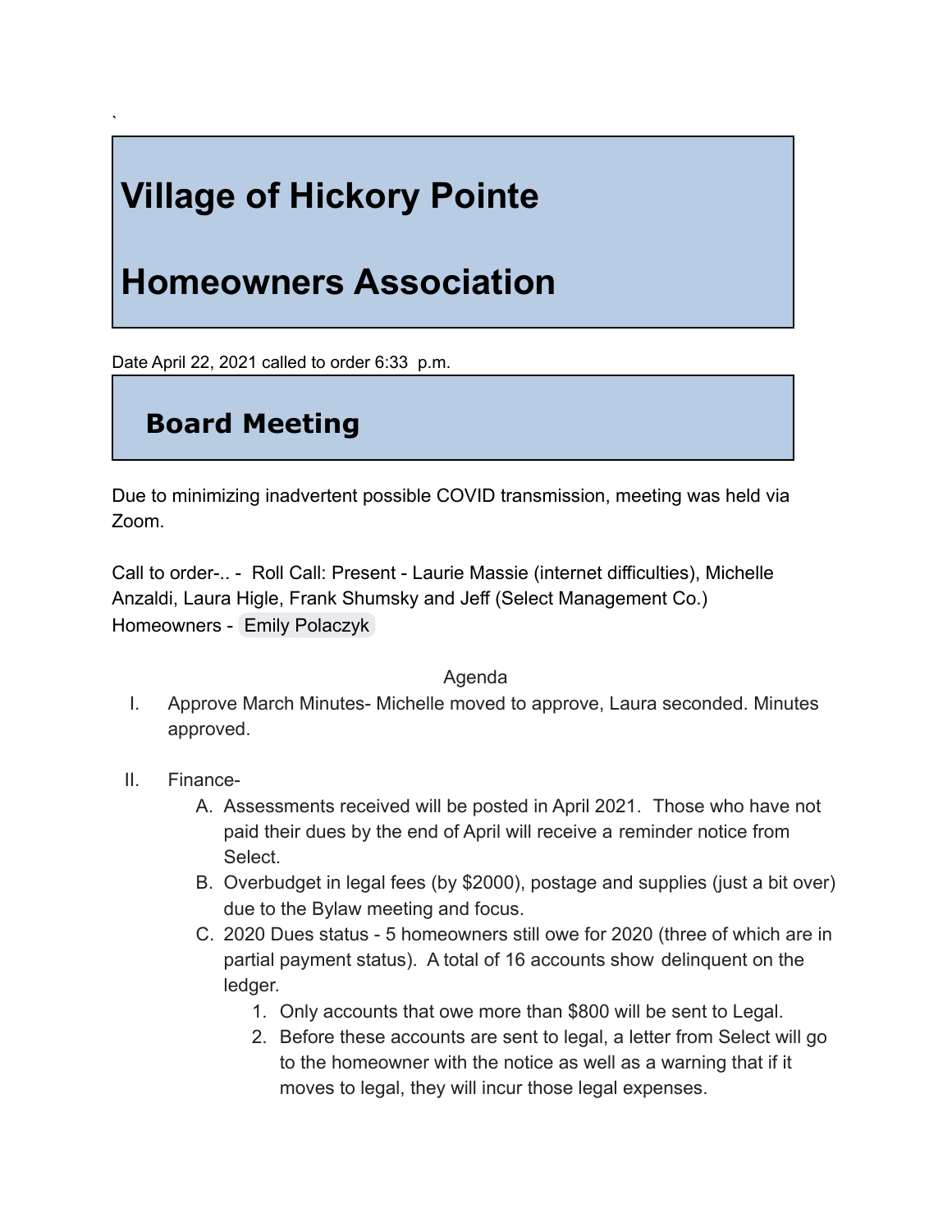`

# Village of Hickory Pointe

# Homeowners Association

Date April 22, 2021 called to order 6:33 p.m.

## Board Meeting

Due to minimizing inadvertent possible COVID transmission, meeting was held via Zoom.

Call to order-.. - Roll Call: Present - Laurie Massie (internet difficulties), Michelle Anzaldi, Laura Higle, Frank Shumsky and Jeff (Select Management Co.) Homeowners - Emily Polaczyk

Agenda

I. Approve March Minutes- Michelle moved to approve, Laura seconded. Minutes approved.

II. Finance-
   A. Assessments received will be posted in April 2021. Those who have not paid their dues by the end of April will receive a reminder notice from Select.
   B. Overbudget in legal fees (by $2000), postage and supplies (just a bit over) due to the Bylaw meeting and focus.
   C. 2020 Dues status - 5 homeowners still owe for 2020 (three of which are in partial payment status). A total of 16 accounts show delinquent on the ledger.
      1. Only accounts that owe more than $800 will be sent to Legal.
      2. Before these accounts are sent to legal, a letter from Select will go to the homeowner with the notice as well as a warning that if it moves to legal, they will incur those legal expenses.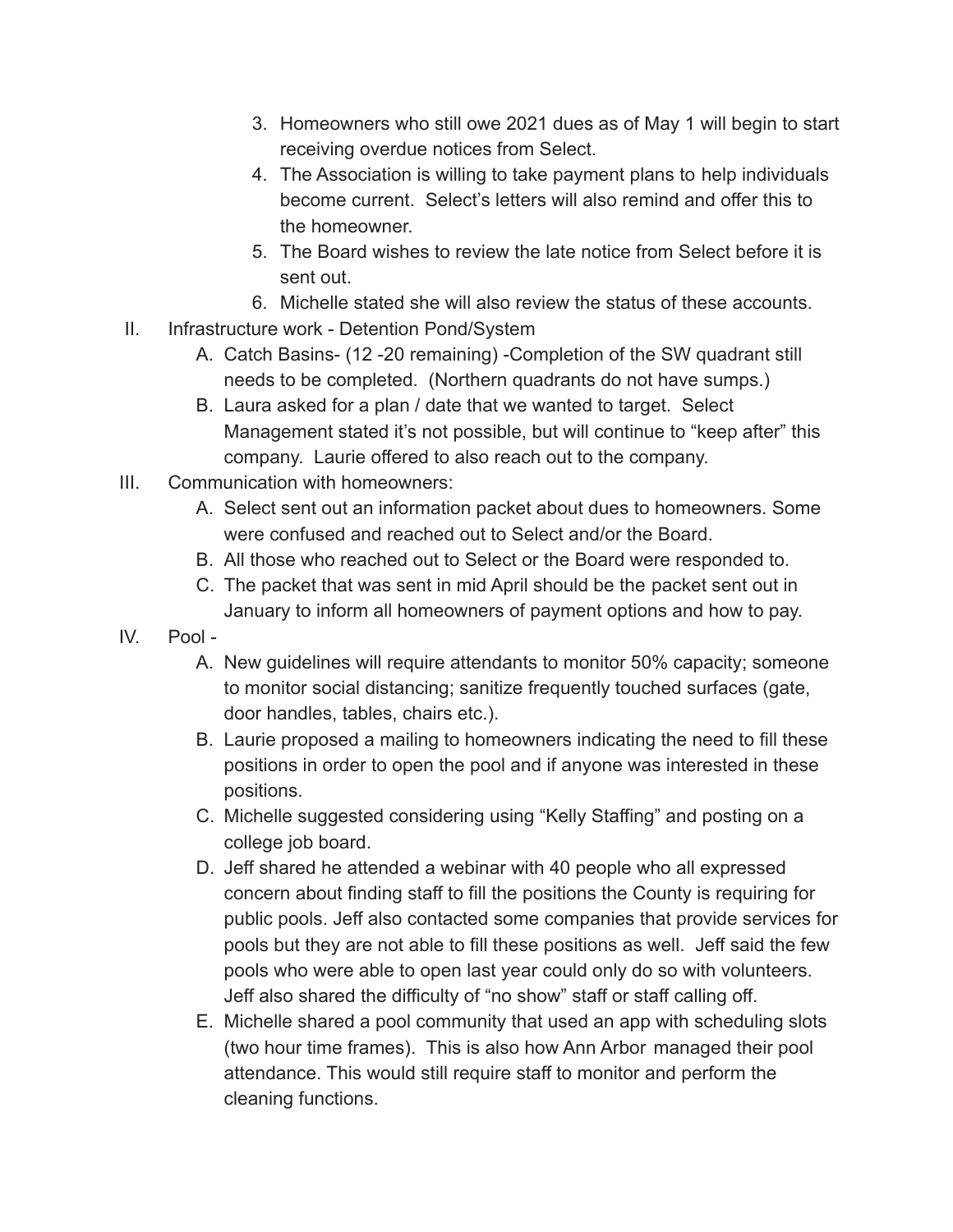3. Homeowners who still owe 2021 dues as of May 1 will begin to start receiving overdue notices from Select.
4. The Association is willing to take payment plans to help individuals become current. Select's letters will also remind and offer this to the homeowner.
5. The Board wishes to review the late notice from Select before it is sent out.
6. Michelle stated she will also review the status of these accounts.

II. Infrastructure work - Detention Pond/System
   - A. Catch Basins- (12 -20 remaining) -Completion of the SW quadrant still needs to be completed. (Northern quadrants do not have sumps.)
   - B. Laura asked for a plan / date that we wanted to target. Select Management stated it's not possible, but will continue to "keep after" this company. Laurie offered to also reach out to the company.

III. Communication with homeowners:
   - A. Select sent out an information packet about dues to homeowners. Some were confused and reached out to Select and/or the Board.
   - B. All those who reached out to Select or the Board were responded to.
   - C. The packet that was sent in mid April should be the packet sent out in January to inform all homeowners of payment options and how to pay.

IV. Pool -
   - A. New guidelines will require attendants to monitor 50% capacity; someone to monitor social distancing; sanitize frequently touched surfaces (gate, door handles, tables, chairs etc.).
   - B. Laurie proposed a mailing to homeowners indicating the need to fill these positions in order to open the pool and if anyone was interested in these positions.
   - C. Michelle suggested considering using "Kelly Staffing" and posting on a college job board.
   - D. Jeff shared he attended a webinar with 40 people who all expressed concern about finding staff to fill the positions the County is requiring for public pools. Jeff also contacted some companies that provide services for pools but they are not able to fill these positions as well. Jeff said the few pools who were able to open last year could only do so with volunteers. Jeff also shared the difficulty of "no show" staff or staff calling off.
   - E. Michelle shared a pool community that used an app with scheduling slots (two hour time frames). This is also how Ann Arbor managed their pool attendance. This would still require staff to monitor and perform the cleaning functions.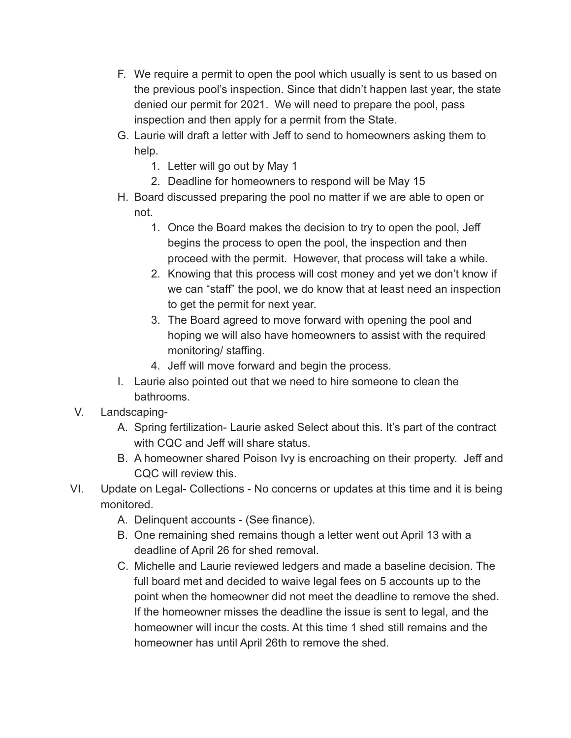F. We require a permit to open the pool which usually is sent to us based on the previous pool's inspection. Since that didn't happen last year, the state denied our permit for 2021. We will need to prepare the pool, pass inspection and then apply for a permit from the State.

G. Laurie will draft a letter with Jeff to send to homeowners asking them to help.
   1. Letter will go out by May 1
   2. Deadline for homeowners to respond will be May 15

H. Board discussed preparing the pool no matter if we are able to open or not.
   1. Once the Board makes the decision to try to open the pool, Jeff begins the process to open the pool, the inspection and then proceed with the permit. However, that process will take a while.
   2. Knowing that this process will cost money and yet we don't know if we can "staff" the pool, we do know that at least need an inspection to get the permit for next year.
   3. The Board agreed to move forward with opening the pool and hoping we will also have homeowners to assist with the required monitoring/ staffing.
   4. Jeff will move forward and begin the process.

I. Laurie also pointed out that we need to hire someone to clean the bathrooms.

V. Landscaping-

A. Spring fertilization- Laurie asked Select about this. It's part of the contract with CQC and Jeff will share status.

B. A homeowner shared Poison Ivy is encroaching on their property. Jeff and CQC will review this.

VI. Update on Legal- Collections - No concerns or updates at this time and it is being monitored.

A. Delinquent accounts - (See finance).

B. One remaining shed remains though a letter went out April 13 with a deadline of April 26 for shed removal.

C. Michelle and Laurie reviewed ledgers and made a baseline decision. The full board met and decided to waive legal fees on 5 accounts up to the point when the homeowner did not meet the deadline to remove the shed. If the homeowner misses the deadline the issue is sent to legal, and the homeowner will incur the costs. At this time 1 shed still remains and the homeowner has until April 26th to remove the shed.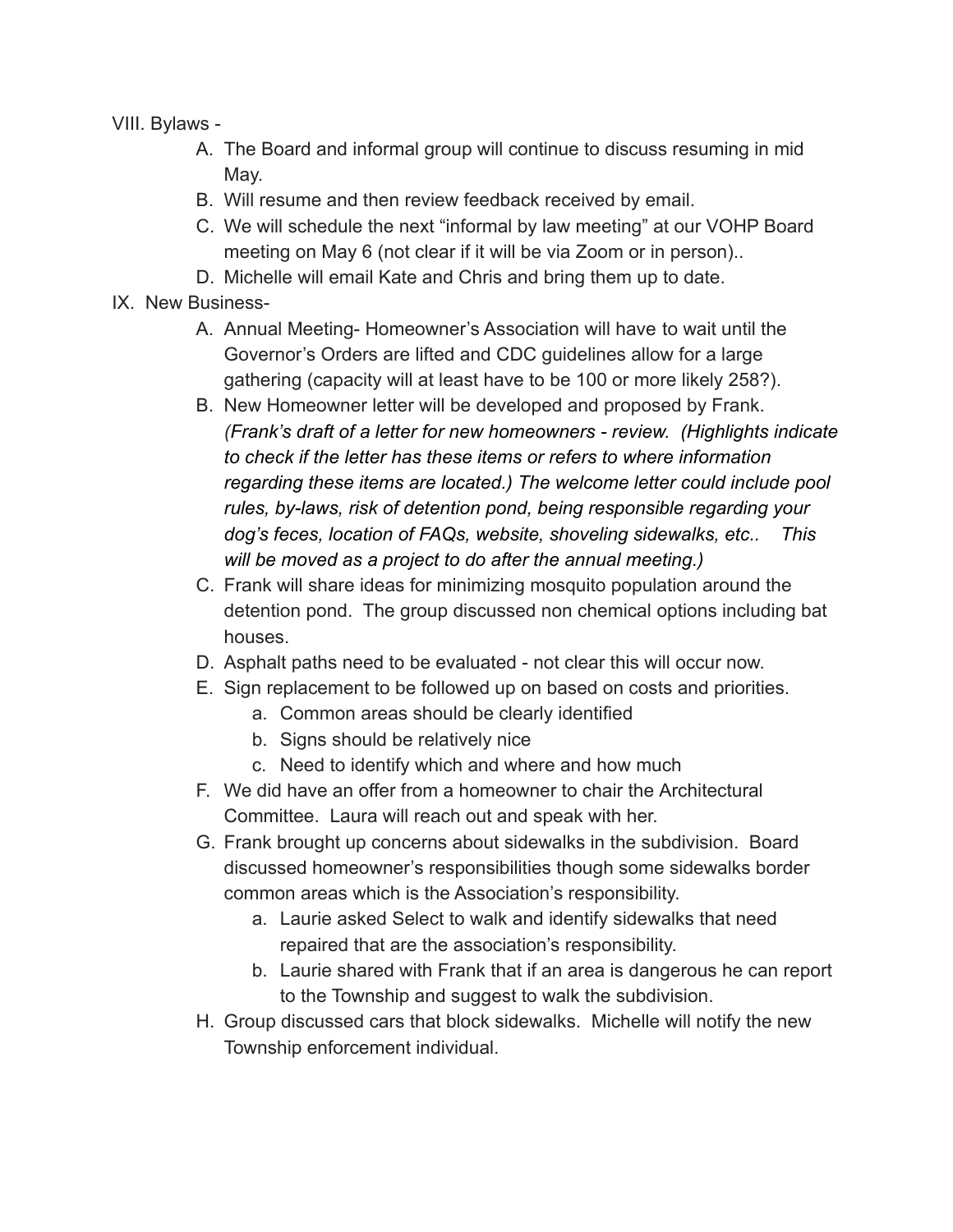VIII. Bylaws -

A. The Board and informal group will continue to discuss resuming in mid May.
B. Will resume and then review feedback received by email.
C. We will schedule the next "informal by law meeting" at our VOHP Board meeting on May 6 (not clear if it will be via Zoom or in person)..
D. Michelle will email Kate and Chris and bring them up to date.

IX. New Business-

A. Annual Meeting- Homeowner's Association will have to wait until the Governor's Orders are lifted and CDC guidelines allow for a large gathering (capacity will at least have to be 100 or more likely 258?).
B. New Homeowner letter will be developed and proposed by Frank. *(Frank's draft of a letter for new homeowners - review. (Highlights indicate to check if the letter has these items or refers to where information regarding these items are located.) The welcome letter could include pool rules, by-laws, risk of detention pond, being responsible regarding your dog's feces, location of FAQs, website, shoveling sidewalks, etc.. This will be moved as a project to do after the annual meeting.)*
C. Frank will share ideas for minimizing mosquito population around the detention pond. The group discussed non chemical options including bat houses.
D. Asphalt paths need to be evaluated - not clear this will occur now.
E. Sign replacement to be followed up on based on costs and priorities.
    a. Common areas should be clearly identified
    b. Signs should be relatively nice
    c. Need to identify which and where and how much
F. We did have an offer from a homeowner to chair the Architectural Committee. Laura will reach out and speak with her.
G. Frank brought up concerns about sidewalks in the subdivision. Board discussed homeowner's responsibilities though some sidewalks border common areas which is the Association's responsibility.
    a. Laurie asked Select to walk and identify sidewalks that need repaired that are the association's responsibility.
    b. Laurie shared with Frank that if an area is dangerous he can report to the Township and suggest to walk the subdivision.
H. Group discussed cars that block sidewalks. Michelle will notify the new Township enforcement individual.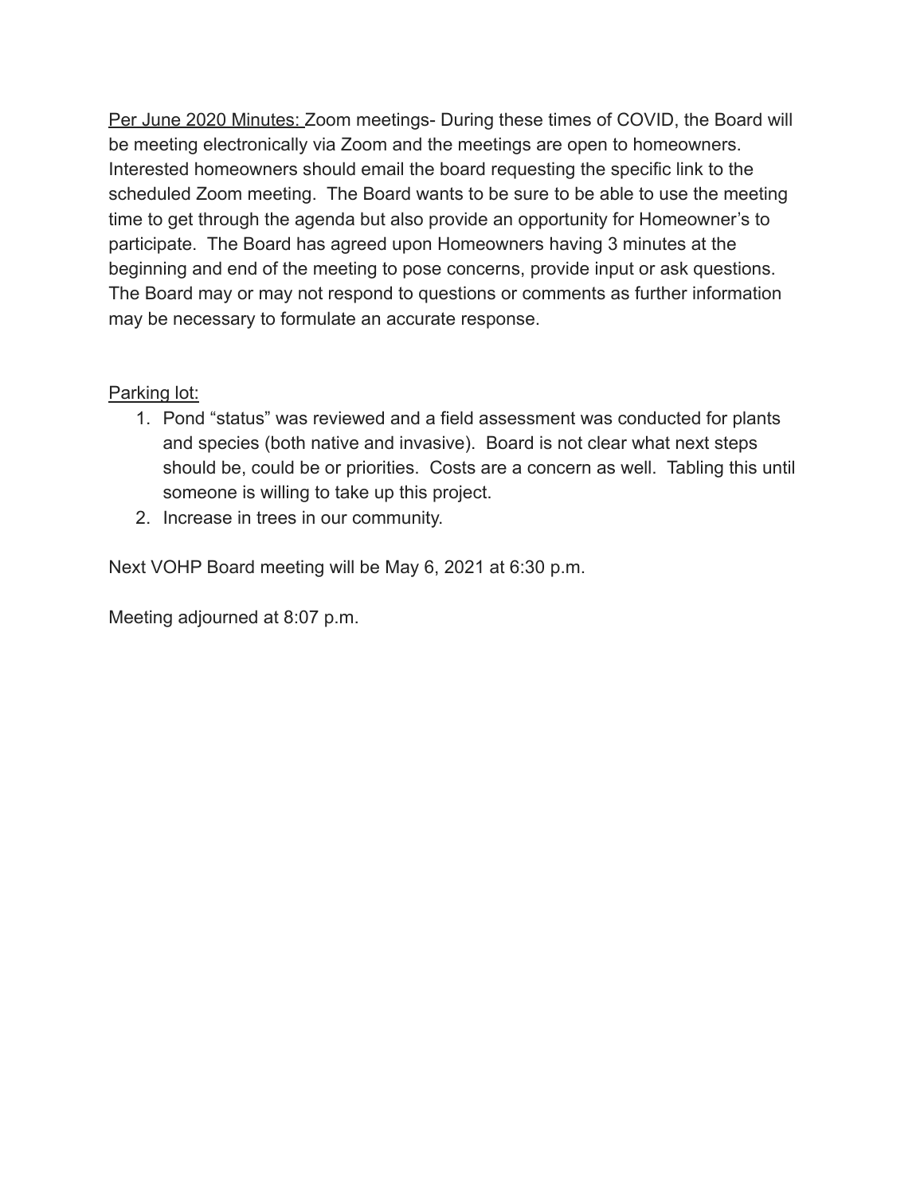Per June 2020 Minutes: Zoom meetings- During these times of COVID, the Board will be meeting electronically via Zoom and the meetings are open to homeowners. Interested homeowners should email the board requesting the specific link to the scheduled Zoom meeting. The Board wants to be sure to be able to use the meeting time to get through the agenda but also provide an opportunity for Homeowner's to participate. The Board has agreed upon Homeowners having 3 minutes at the beginning and end of the meeting to pose concerns, provide input or ask questions. The Board may or may not respond to questions or comments as further information may be necessary to formulate an accurate response.

Parking lot:

1. Pond "status" was reviewed and a field assessment was conducted for plants and species (both native and invasive). Board is not clear what next steps should be, could be or priorities. Costs are a concern as well. Tabling this until someone is willing to take up this project.
2. Increase in trees in our community.

Next VOHP Board meeting will be May 6, 2021 at 6:30 p.m.

Meeting adjourned at 8:07 p.m.